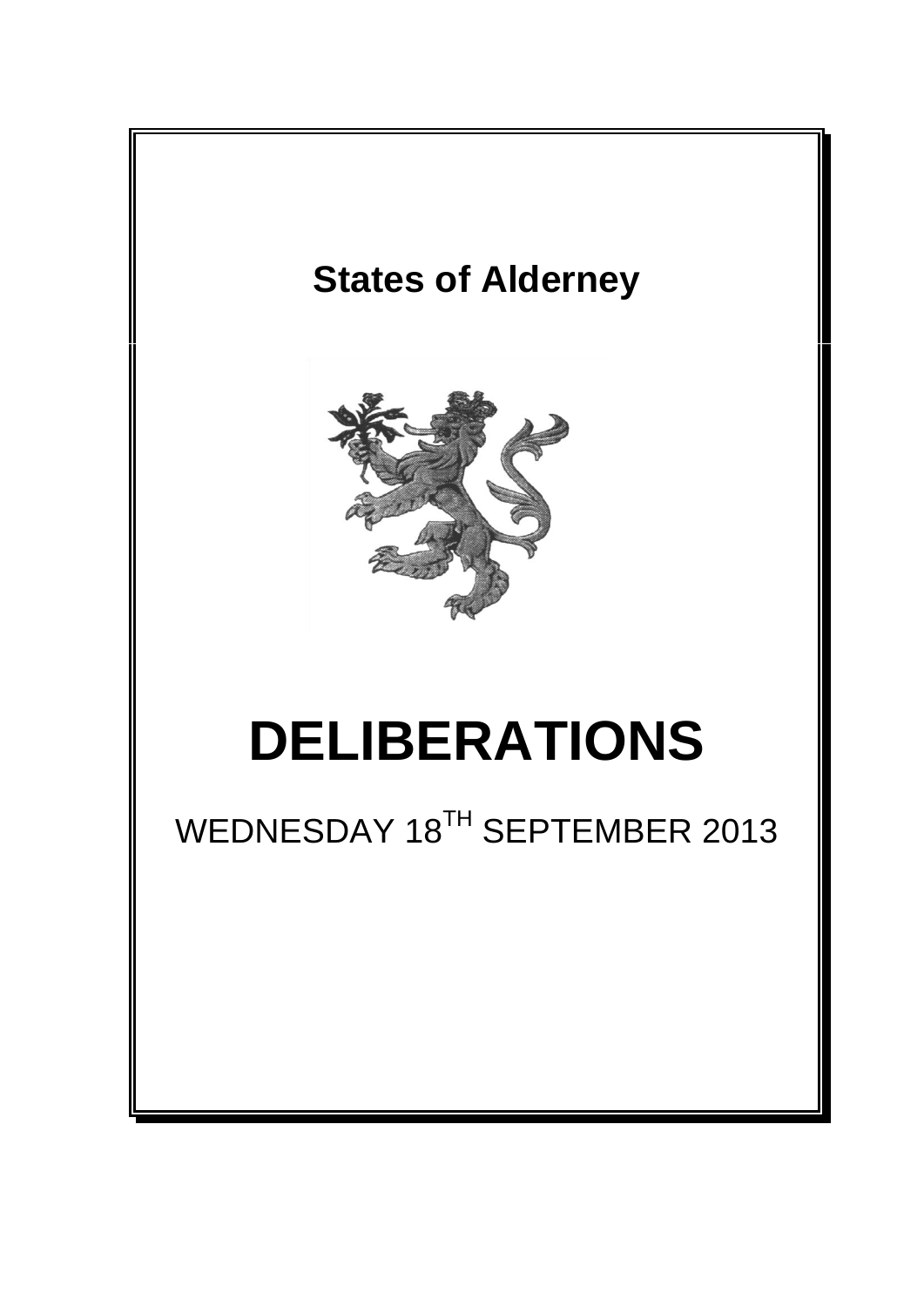**States of Alderney**

# DELIBERATIONS

WEDNESDAY 18TH SEPTEMBER 2013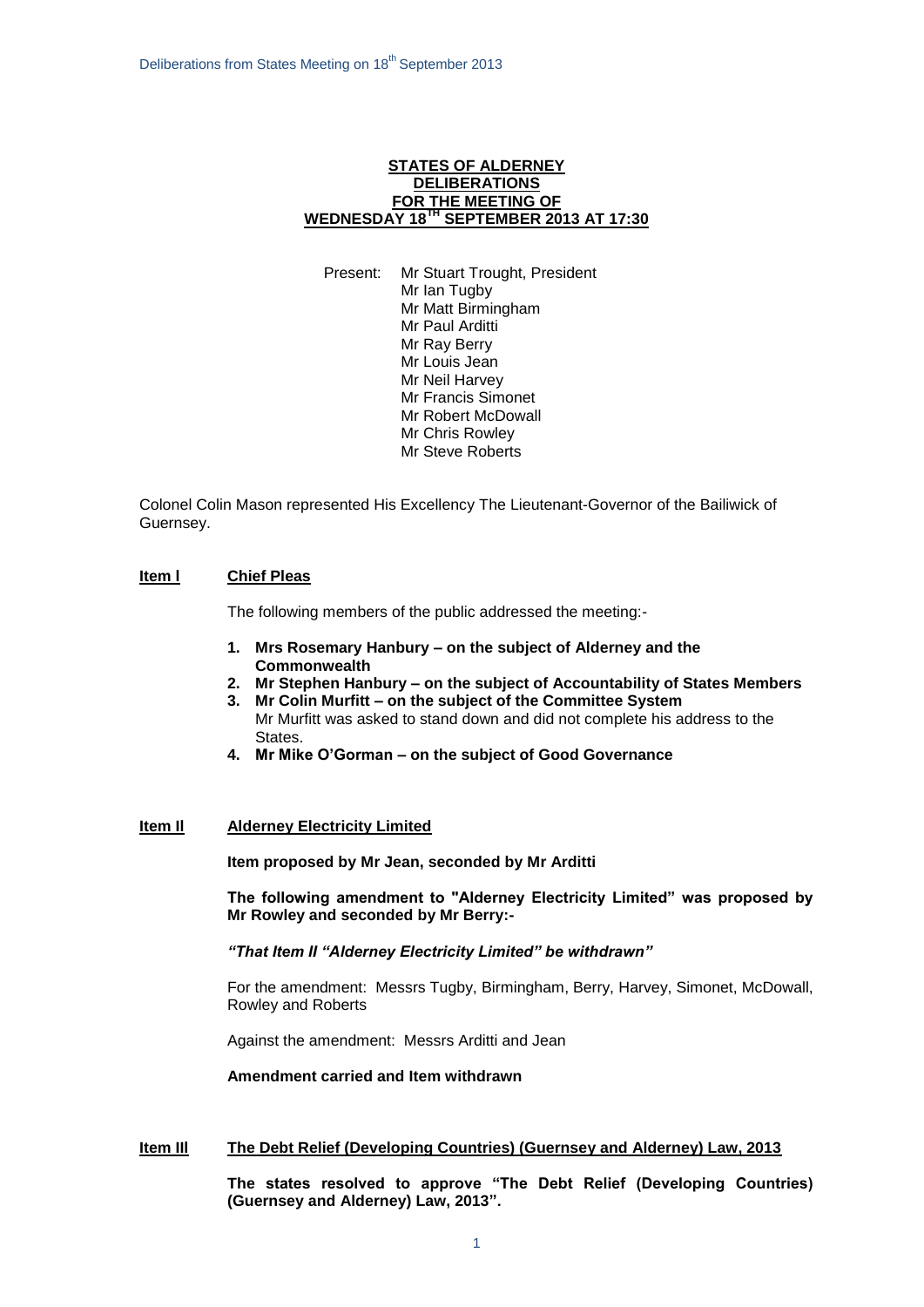**STATES OF ALDERNEY**
**DELIBERATIONS**
**FOR THE MEETING OF**
**WEDNESDAY 18TH SEPTEMBER 2013 AT 17:30**

Present:
Mr Stuart Trought, President
Mr Ian Tugby
Mr Matt Birmingham
Mr Paul Arditti
Mr Ray Berry
Mr Louis Jean
Mr Neil Harvey
Mr Francis Simonet
Mr Robert McDowall
Mr Chris Rowley
Mr Steve Roberts

Colonel Colin Mason represented His Excellency The Lieutenant-Governor of the Bailiwick of Guernsey.

**Item I** **Chief Pleas**

The following members of the public addressed the meeting:-

1. **Mrs Rosemary Hanbury – on the subject of Alderney and the Commonwealth**
2. **Mr Stephen Hanbury – on the subject of Accountability of States Members**
3. **Mr Colin Murfitt – on the subject of the Committee System**
   Mr Murfitt was asked to stand down and did not complete his address to the States.
4. **Mr Mike O'Gorman – on the subject of Good Governance**

**Item II** **Alderney Electricity Limited**

**Item proposed by Mr Jean, seconded by Mr Arditti**

**The following amendment to "Alderney Electricity Limited" was proposed by Mr Rowley and seconded by Mr Berry:-**

***"That Item II "Alderney Electricity Limited" be withdrawn"***

For the amendment: Messrs Tugby, Birmingham, Berry, Harvey, Simonet, McDowall, Rowley and Roberts

Against the amendment: Messrs Arditti and Jean

**Amendment carried and Item withdrawn**

**Item III** **The Debt Relief (Developing Countries) (Guernsey and Alderney) Law, 2013**

**The states resolved to approve "The Debt Relief (Developing Countries) (Guernsey and Alderney) Law, 2013".**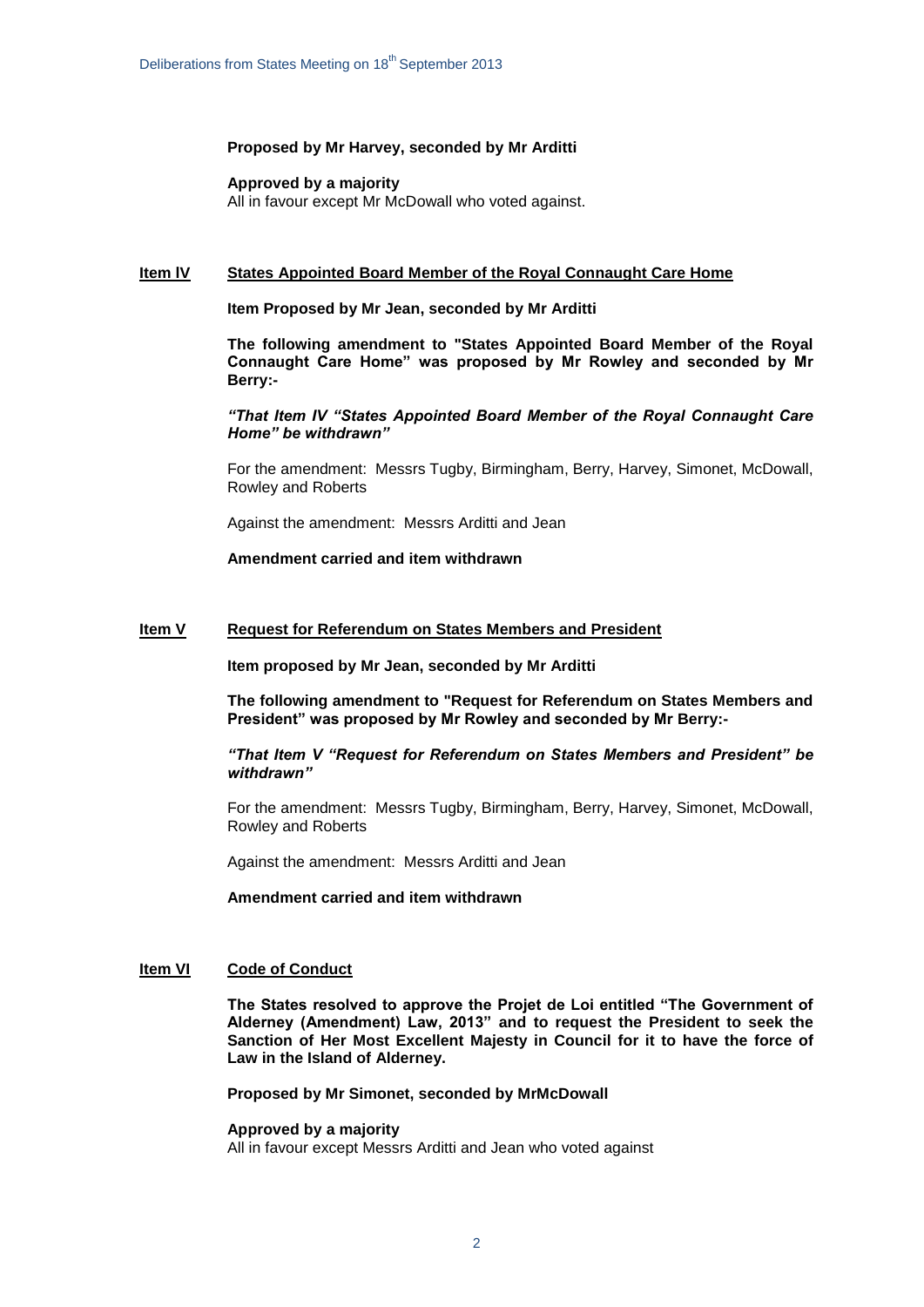**Proposed by Mr Harvey, seconded by Mr Arditti**

**Approved by a majority**
All in favour except Mr McDowall who voted against.

**Item IV** **States Appointed Board Member of the Royal Connaught Care Home**

**Item Proposed by Mr Jean, seconded by Mr Arditti**

**The following amendment to "States Appointed Board Member of the Royal Connaught Care Home" was proposed by Mr Rowley and seconded by Mr Berry:-**

***"That Item IV "States Appointed Board Member of the Royal Connaught Care Home" be withdrawn"***

For the amendment: Messrs Tugby, Birmingham, Berry, Harvey, Simonet, McDowall, Rowley and Roberts

Against the amendment: Messrs Arditti and Jean

**Amendment carried and item withdrawn**

**Item V** **Request for Referendum on States Members and President**

**Item proposed by Mr Jean, seconded by Mr Arditti**

**The following amendment to "Request for Referendum on States Members and President" was proposed by Mr Rowley and seconded by Mr Berry:-**

***"That Item V "Request for Referendum on States Members and President" be withdrawn"***

For the amendment: Messrs Tugby, Birmingham, Berry, Harvey, Simonet, McDowall, Rowley and Roberts

Against the amendment: Messrs Arditti and Jean

**Amendment carried and item withdrawn**

**Item VI** **Code of Conduct**

**The States resolved to approve the Projet de Loi entitled "The Government of Alderney (Amendment) Law, 2013" and to request the President to seek the Sanction of Her Most Excellent Majesty in Council for it to have the force of Law in the Island of Alderney.**

**Proposed by Mr Simonet, seconded by MrMcDowall**

**Approved by a majority**
All in favour except Messrs Arditti and Jean who voted against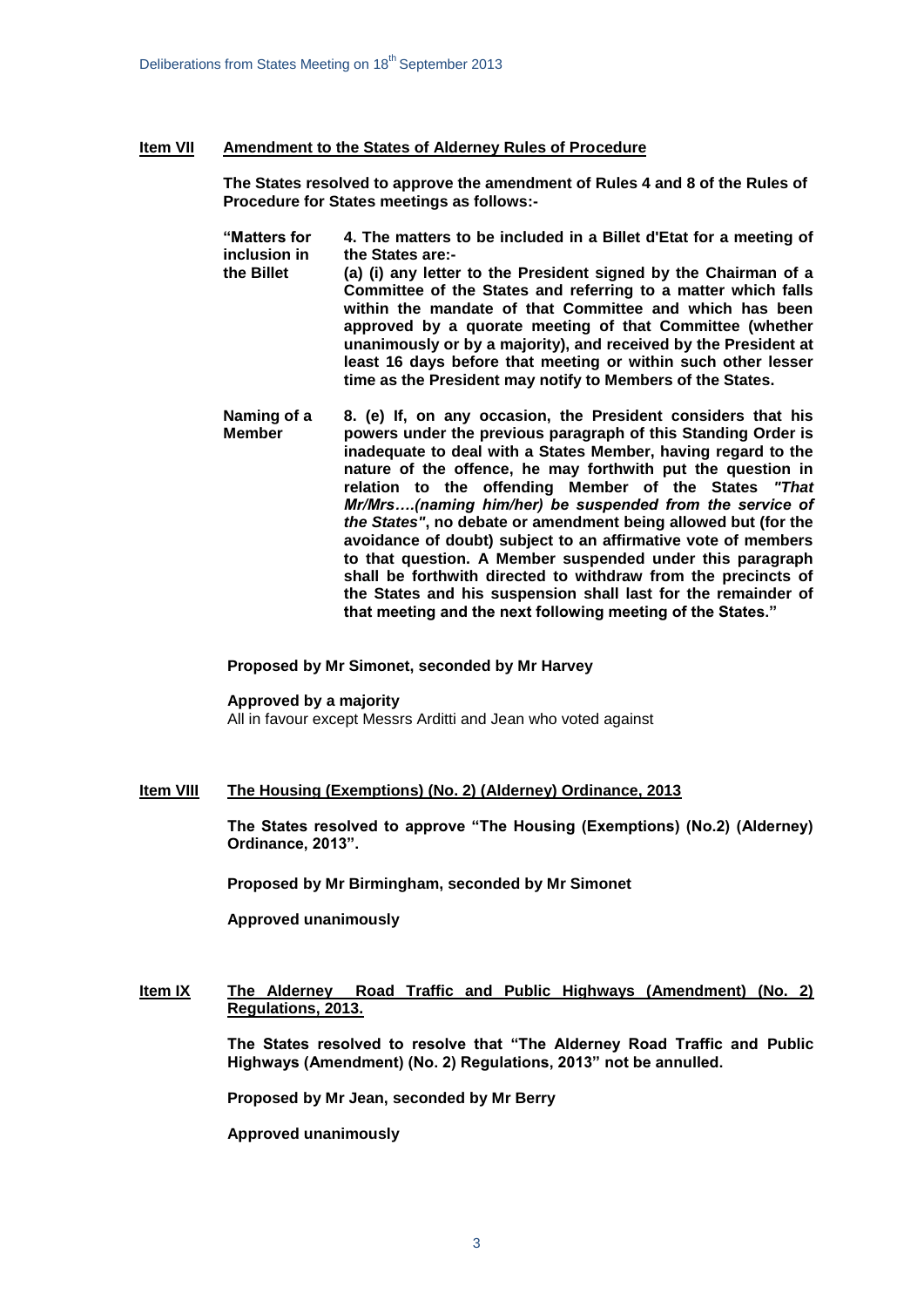**Item VII** **Amendment to the States of Alderney Rules of Procedure**

**The States resolved to approve the amendment of Rules 4 and 8 of the Rules of Procedure for States meetings as follows:-**

**"Matters for inclusion in the Billet**

**4. The matters to be included in a Billet d'Etat for a meeting of the States are:-**

**(a) (i) any letter to the President signed by the Chairman of a Committee of the States and referring to a matter which falls within the mandate of that Committee and which has been approved by a quorate meeting of that Committee (whether unanimously or by a majority), and received by the President at least 16 days before that meeting or within such other lesser time as the President may notify to Members of the States.**

**Naming of a Member**

**8. (e) If, on any occasion, the President considers that his powers under the previous paragraph of this Standing Order is inadequate to deal with a States Member, having regard to the nature of the offence, he may forthwith put the question in relation to the offending Member of the States *"That Mr/Mrs….(naming him/her) be suspended from the service of the States"*, no debate or amendment being allowed but (for the avoidance of doubt) subject to an affirmative vote of members to that question. A Member suspended under this paragraph shall be forthwith directed to withdraw from the precincts of the States and his suspension shall last for the remainder of that meeting and the next following meeting of the States."**

**Proposed by Mr Simonet, seconded by Mr Harvey**

**Approved by a majority**
All in favour except Messrs Arditti and Jean who voted against

**Item VIII** **The Housing (Exemptions) (No. 2) (Alderney) Ordinance, 2013**

**The States resolved to approve "The Housing (Exemptions) (No.2) (Alderney) Ordinance, 2013".**

**Proposed by Mr Birmingham, seconded by Mr Simonet**

**Approved unanimously**

**Item IX** **The Alderney Road Traffic and Public Highways (Amendment) (No. 2) Regulations, 2013.**

**The States resolved to resolve that "The Alderney Road Traffic and Public Highways (Amendment) (No. 2) Regulations, 2013" not be annulled.**

**Proposed by Mr Jean, seconded by Mr Berry**

**Approved unanimously**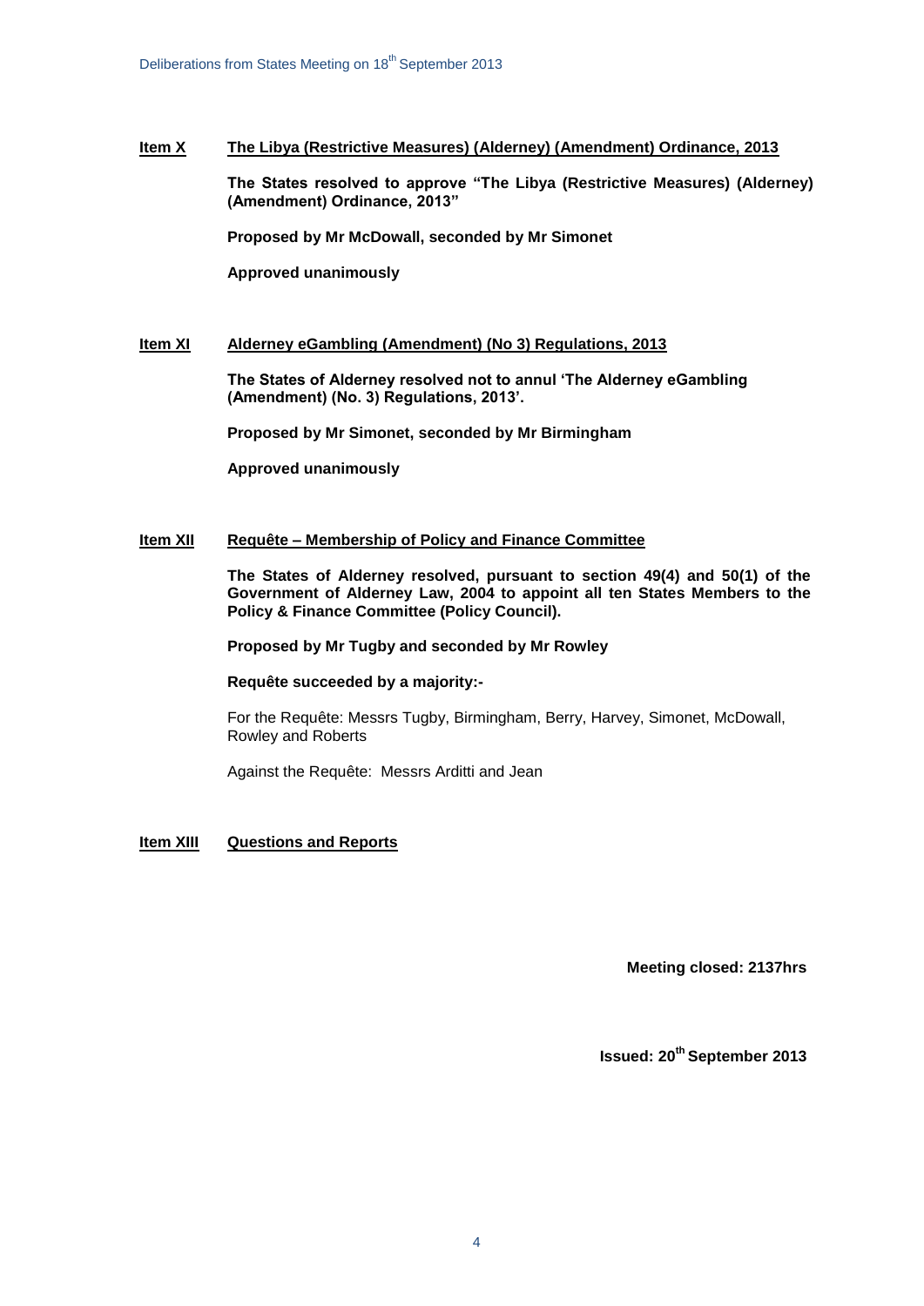**Item X** **The Libya (Restrictive Measures) (Alderney) (Amendment) Ordinance, 2013**

**The States resolved to approve "The Libya (Restrictive Measures) (Alderney) (Amendment) Ordinance, 2013"**

**Proposed by Mr McDowall, seconded by Mr Simonet**

**Approved unanimously**

**Item XI** **Alderney eGambling (Amendment) (No 3) Regulations, 2013**

**The States of Alderney resolved not to annul 'The Alderney eGambling (Amendment) (No. 3) Regulations, 2013'.**

**Proposed by Mr Simonet, seconded by Mr Birmingham**

**Approved unanimously**

**Item XII** **Requête – Membership of Policy and Finance Committee**

**The States of Alderney resolved, pursuant to section 49(4) and 50(1) of the Government of Alderney Law, 2004 to appoint all ten States Members to the Policy & Finance Committee (Policy Council).**

**Proposed by Mr Tugby and seconded by Mr Rowley**

**Requête succeeded by a majority:-**

For the Requête: Messrs Tugby, Birmingham, Berry, Harvey, Simonet, McDowall, Rowley and Roberts

Against the Requête: Messrs Arditti and Jean

**Item XIII** **Questions and Reports**

**Meeting closed: 2137hrs**

**Issued: 20th September 2013**